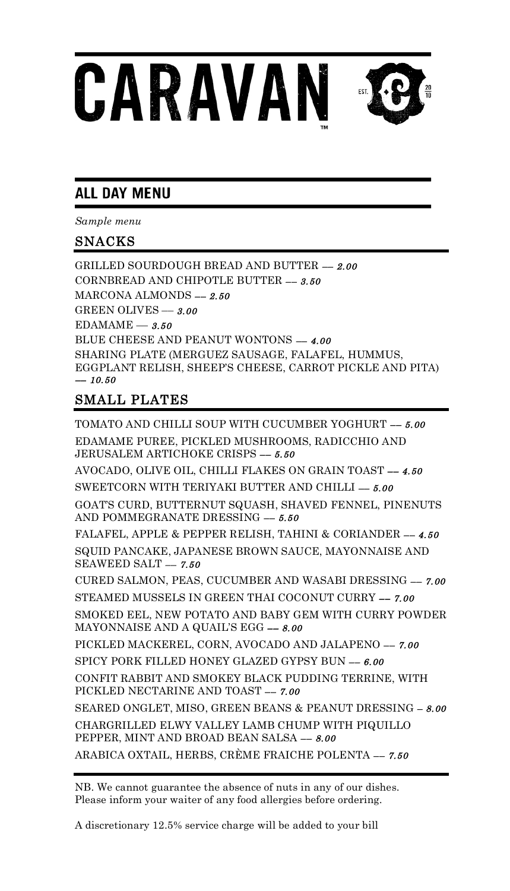# CARAVAN™

EST. 20 10

## ALL DAY MENU

*Sample menu*

### SNACKS

GRILLED SOURDOUGH BREAD AND BUTTER — *2.00*

CORNBREAD AND CHIPOTLE BUTTER — *3.50*

MARCONA ALMONDS — *2.50*

GREEN OLIVES — *3.00*

EDAMAME — *3.50*

BLUE CHEESE AND PEANUT WONTONS — *4.00*

SHARING PLATE (MERGUEZ SAUSAGE, FALAFEL, HUMMUS, EGGPLANT RELISH, SHEEP'S CHEESE, CARROT PICKLE AND PITA) — *10.50*

### SMALL PLATES

TOMATO AND CHILLI SOUP WITH CUCUMBER YOGHURT — *5.00*

EDAMAME PUREE, PICKLED MUSHROOMS, RADICCHIO AND JERUSALEM ARTICHOKE CRISPS — *5.50*

AVOCADO, OLIVE OIL, CHILLI FLAKES ON GRAIN TOAST — *4.50*

SWEETCORN WITH TERIYAKI BUTTER AND CHILLI — *5.00*

GOAT'S CURD, BUTTERNUT SQUASH, SHAVED FENNEL, PINENUTS AND POMMEGRANATE DRESSING — *5.50*

FALAFEL, APPLE & PEPPER RELISH, TAHINI & CORIANDER — *4.50*

SQUID PANCAKE, JAPANESE BROWN SAUCE, MAYONNAISE AND SEAWEED SALT — *7.50*

CURED SALMON, PEAS, CUCUMBER AND WASABI DRESSING — *7.00*

STEAMED MUSSELS IN GREEN THAI COCONUT CURRY — *7.00*

SMOKED EEL, NEW POTATO AND BABY GEM WITH CURRY POWDER MAYONNAISE AND A QUAIL'S EGG — *8.00*

PICKLED MACKEREL, CORN, AVOCADO AND JALAPENO — *7.00*

SPICY PORK FILLED HONEY GLAZED GYPSY BUN — *6.00*

CONFIT RABBIT AND SMOKEY BLACK PUDDING TERRINE, WITH PICKLED NECTARINE AND TOAST — *7.00*

SEARED ONGLET, MISO, GREEN BEANS & PEANUT DRESSING – *8.00*

CHARGRILLED ELWY VALLEY LAMB CHUMP WITH PIQUILLO PEPPER, MINT AND BROAD BEAN SALSA — *8.00*

ARABICA OXTAIL, HERBS, CRÈME FRAICHE POLENTA — *7.50*

---

NB. We cannot guarantee the absence of nuts in any of our dishes. Please inform your waiter of any food allergies before ordering.

A discretionary 12.5% service charge will be added to your bill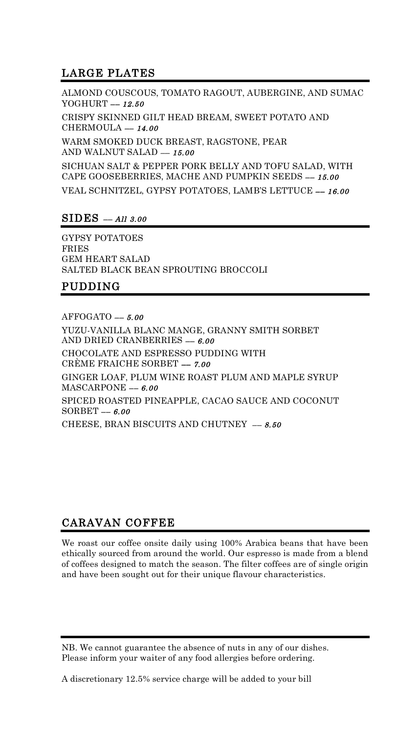## LARGE PLATES

ALMOND COUSCOUS, TOMATO RAGOUT, AUBERGINE, AND SUMAC YOGHURT –– *12.50*

CRISPY SKINNED GILT HEAD BREAM, SWEET POTATO AND CHERMOULA –– *14.00*

WARM SMOKED DUCK BREAST, RAGSTONE, PEAR AND WALNUT SALAD –– *15.00*

SICHUAN SALT & PEPPER PORK BELLY AND TOFU SALAD, WITH CAPE GOOSEBERRIES, MACHE AND PUMPKIN SEEDS –– *15.00*

VEAL SCHNITZEL, GYPSY POTATOES, LAMB'S LETTUCE –– *16.00*

## SIDES –– *All 3.00*

GYPSY POTATOES
FRIES
GEM HEART SALAD
SALTED BLACK BEAN SPROUTING BROCCOLI

## PUDDING

AFFOGATO –– *5.00*

YUZU-VANILLA BLANC MANGE, GRANNY SMITH SORBET AND DRIED CRANBERRIES –– *6.00*

CHOCOLATE AND ESPRESSO PUDDING WITH CRÈME FRAICHE SORBET –– *7.00*

GINGER LOAF, PLUM WINE ROAST PLUM AND MAPLE SYRUP MASCARPONE –– *6.00*

SPICED ROASTED PINEAPPLE, CACAO SAUCE AND COCONUT SORBET –– *6.00*

CHEESE, BRAN BISCUITS AND CHUTNEY –– *8.50*

## CARAVAN COFFEE

We roast our coffee onsite daily using 100% Arabica beans that have been ethically sourced from around the world. Our espresso is made from a blend of coffees designed to match the season. The filter coffees are of single origin and have been sought out for their unique flavour characteristics.

NB. We cannot guarantee the absence of nuts in any of our dishes. Please inform your waiter of any food allergies before ordering.

A discretionary 12.5% service charge will be added to your bill